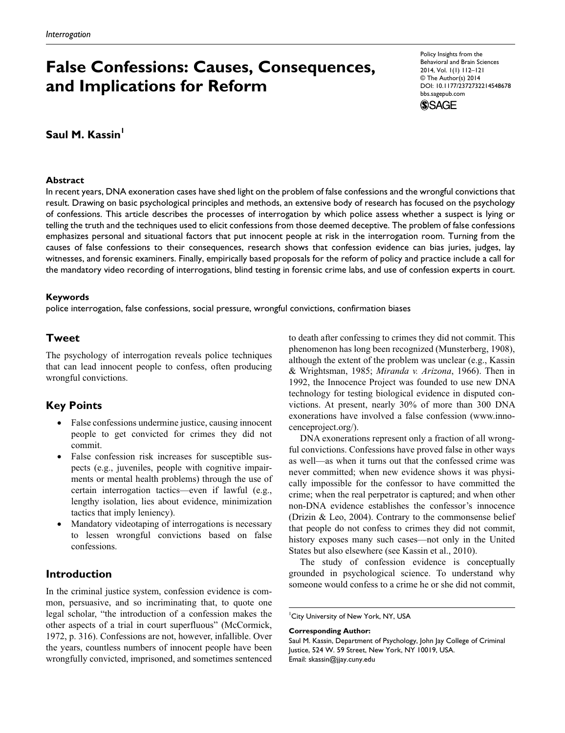# False Confessions: Causes, Consequences, and Implications for Reform

**Saul M. Kassin**[1]

### Abstract

In recent years, DNA exoneration cases have shed light on the problem of false confessions and the wrongful convictions that result. Drawing on basic psychological principles and methods, an extensive body of research has focused on the psychology of confessions. This article describes the processes of interrogation by which police assess whether a suspect is lying or telling the truth and the techniques used to elicit confessions from those deemed deceptive. The problem of false confessions emphasizes personal and situational factors that put innocent people at risk in the interrogation room. Turning from the causes of false confessions to their consequences, research shows that confession evidence can bias juries, judges, lay witnesses, and forensic examiners. Finally, empirically based proposals for the reform of policy and practice include a call for the mandatory video recording of interrogations, blind testing in forensic crime labs, and use of confession experts in court.

### Keywords

police interrogation, false confessions, social pressure, wrongful convictions, confirmation biases

## Tweet

The psychology of interrogation reveals police techniques that can lead innocent people to confess, often producing wrongful convictions.

## Key Points

- False confessions undermine justice, causing innocent people to get convicted for crimes they did not commit.
- False confession risk increases for susceptible suspects (e.g., juveniles, people with cognitive impairments or mental health problems) through the use of certain interrogation tactics—even if lawful (e.g., lengthy isolation, lies about evidence, minimization tactics that imply leniency).
- Mandatory videotaping of interrogations is necessary to lessen wrongful convictions based on false confessions.

## Introduction

In the criminal justice system, confession evidence is common, persuasive, and so incriminating that, to quote one legal scholar, "the introduction of a confession makes the other aspects of a trial in court superfluous" (McCormick, 1972, p. 316). Confessions are not, however, infallible. Over the years, countless numbers of innocent people have been wrongfully convicted, imprisoned, and sometimes sentenced to death after confessing to crimes they did not commit. This phenomenon has long been recognized (Munsterberg, 1908), although the extent of the problem was unclear (e.g., Kassin & Wrightsman, 1985; *Miranda v. Arizona*, 1966). Then in 1992, the Innocence Project was founded to use new DNA technology for testing biological evidence in disputed convictions. At present, nearly 30% of more than 300 DNA exonerations have involved a false confession (www.innocenceproject.org/).

DNA exonerations represent only a fraction of all wrongful convictions. Confessions have proved false in other ways as well—as when it turns out that the confessed crime was never committed; when new evidence shows it was physically impossible for the confessor to have committed the crime; when the real perpetrator is captured; and when other non-DNA evidence establishes the confessor's innocence (Drizin & Leo, 2004). Contrary to the commonsense belief that people do not confess to crimes they did not commit, history exposes many such cases—not only in the United States but also elsewhere (see Kassin et al., 2010).

The study of confession evidence is conceptually grounded in psychological science. To understand why someone would confess to a crime he or she did not commit,

[1]City University of New York, NY, USA

**Corresponding Author:**
Saul M. Kassin, Department of Psychology, John Jay College of Criminal Justice, 524 W. 59 Street, New York, NY 10019, USA.
Email: skassin@jjay.cuny.edu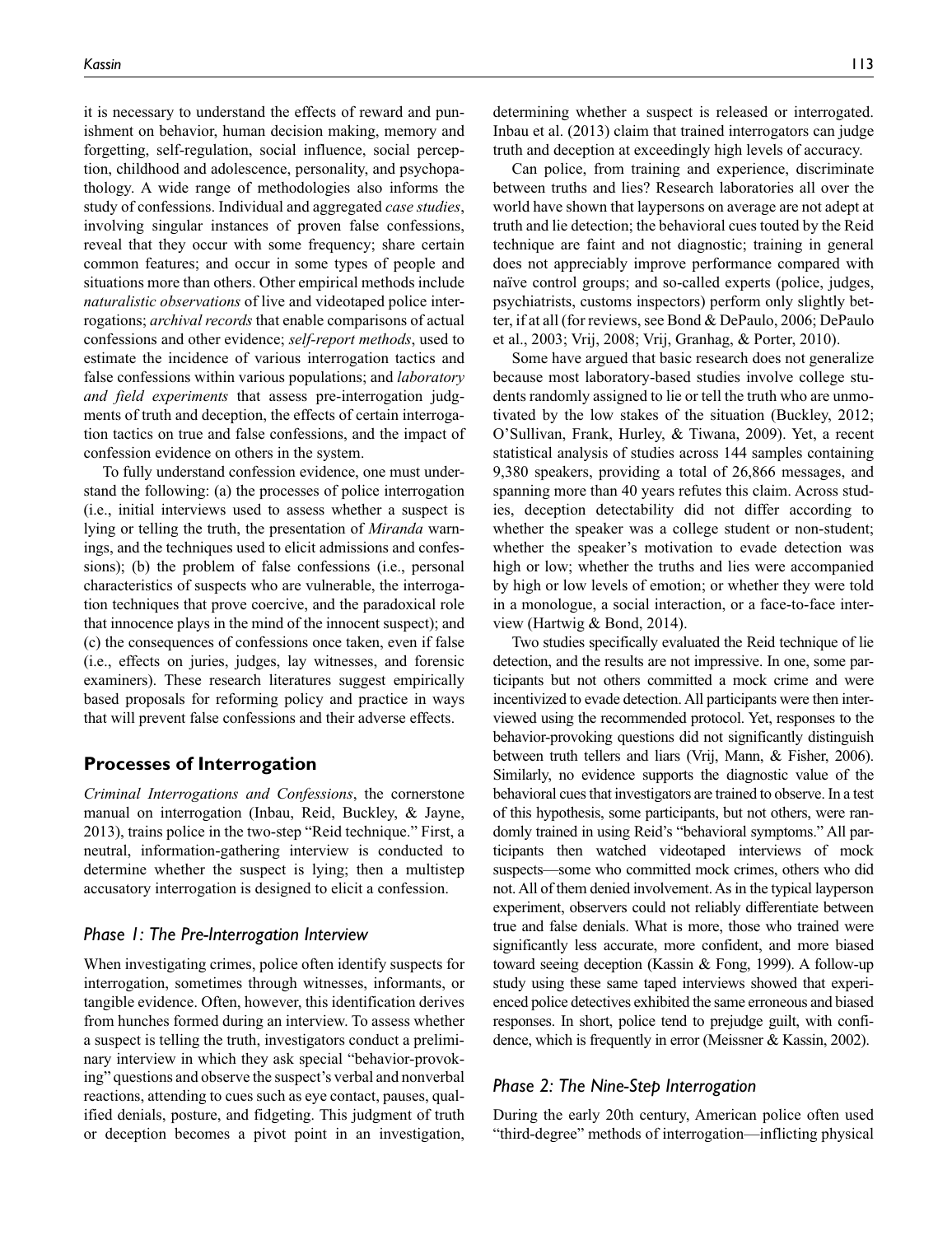it is necessary to understand the effects of reward and punishment on behavior, human decision making, memory and forgetting, self-regulation, social influence, social perception, childhood and adolescence, personality, and psychopathology. A wide range of methodologies also informs the study of confessions. Individual and aggregated *case studies*, involving singular instances of proven false confessions, reveal that they occur with some frequency; share certain common features; and occur in some types of people and situations more than others. Other empirical methods include *naturalistic observations* of live and videotaped police interrogations; *archival records* that enable comparisons of actual confessions and other evidence; *self-report methods*, used to estimate the incidence of various interrogation tactics and false confessions within various populations; and *laboratory and field experiments* that assess pre-interrogation judgments of truth and deception, the effects of certain interrogation tactics on true and false confessions, and the impact of confession evidence on others in the system.

To fully understand confession evidence, one must understand the following: (a) the processes of police interrogation (i.e., initial interviews used to assess whether a suspect is lying or telling the truth, the presentation of *Miranda* warnings, and the techniques used to elicit admissions and confessions); (b) the problem of false confessions (i.e., personal characteristics of suspects who are vulnerable, the interrogation techniques that prove coercive, and the paradoxical role that innocence plays in the mind of the innocent suspect); and (c) the consequences of confessions once taken, even if false (i.e., effects on juries, judges, lay witnesses, and forensic examiners). These research literatures suggest empirically based proposals for reforming policy and practice in ways that will prevent false confessions and their adverse effects.

## Processes of Interrogation

*Criminal Interrogations and Confessions*, the cornerstone manual on interrogation (Inbau, Reid, Buckley, & Jayne, 2013), trains police in the two-step "Reid technique." First, a neutral, information-gathering interview is conducted to determine whether the suspect is lying; then a multistep accusatory interrogation is designed to elicit a confession.

### *Phase 1: The Pre-Interrogation Interview*

When investigating crimes, police often identify suspects for interrogation, sometimes through witnesses, informants, or tangible evidence. Often, however, this identification derives from hunches formed during an interview. To assess whether a suspect is telling the truth, investigators conduct a preliminary interview in which they ask special "behavior-provoking" questions and observe the suspect's verbal and nonverbal reactions, attending to cues such as eye contact, pauses, qualified denials, posture, and fidgeting. This judgment of truth or deception becomes a pivot point in an investigation, determining whether a suspect is released or interrogated. Inbau et al. (2013) claim that trained interrogators can judge truth and deception at exceedingly high levels of accuracy.

Can police, from training and experience, discriminate between truths and lies? Research laboratories all over the world have shown that laypersons on average are not adept at truth and lie detection; the behavioral cues touted by the Reid technique are faint and not diagnostic; training in general does not appreciably improve performance compared with naïve control groups; and so-called experts (police, judges, psychiatrists, customs inspectors) perform only slightly better, if at all (for reviews, see Bond & DePaulo, 2006; DePaulo et al., 2003; Vrij, 2008; Vrij, Granhag, & Porter, 2010).

Some have argued that basic research does not generalize because most laboratory-based studies involve college students randomly assigned to lie or tell the truth who are unmotivated by the low stakes of the situation (Buckley, 2012; O'Sullivan, Frank, Hurley, & Tiwana, 2009). Yet, a recent statistical analysis of studies across 144 samples containing 9,380 speakers, providing a total of 26,866 messages, and spanning more than 40 years refutes this claim. Across studies, deception detectability did not differ according to whether the speaker was a college student or non-student; whether the speaker's motivation to evade detection was high or low; whether the truths and lies were accompanied by high or low levels of emotion; or whether they were told in a monologue, a social interaction, or a face-to-face interview (Hartwig & Bond, 2014).

Two studies specifically evaluated the Reid technique of lie detection, and the results are not impressive. In one, some participants but not others committed a mock crime and were incentivized to evade detection. All participants were then interviewed using the recommended protocol. Yet, responses to the behavior-provoking questions did not significantly distinguish between truth tellers and liars (Vrij, Mann, & Fisher, 2006). Similarly, no evidence supports the diagnostic value of the behavioral cues that investigators are trained to observe. In a test of this hypothesis, some participants, but not others, were randomly trained in using Reid's "behavioral symptoms." All participants then watched videotaped interviews of mock suspects—some who committed mock crimes, others who did not. All of them denied involvement. As in the typical layperson experiment, observers could not reliably differentiate between true and false denials. What is more, those who trained were significantly less accurate, more confident, and more biased toward seeing deception (Kassin & Fong, 1999). A follow-up study using these same taped interviews showed that experienced police detectives exhibited the same erroneous and biased responses. In short, police tend to prejudge guilt, with confidence, which is frequently in error (Meissner & Kassin, 2002).

### *Phase 2: The Nine-Step Interrogation*

During the early 20th century, American police often used "third-degree" methods of interrogation—inflicting physical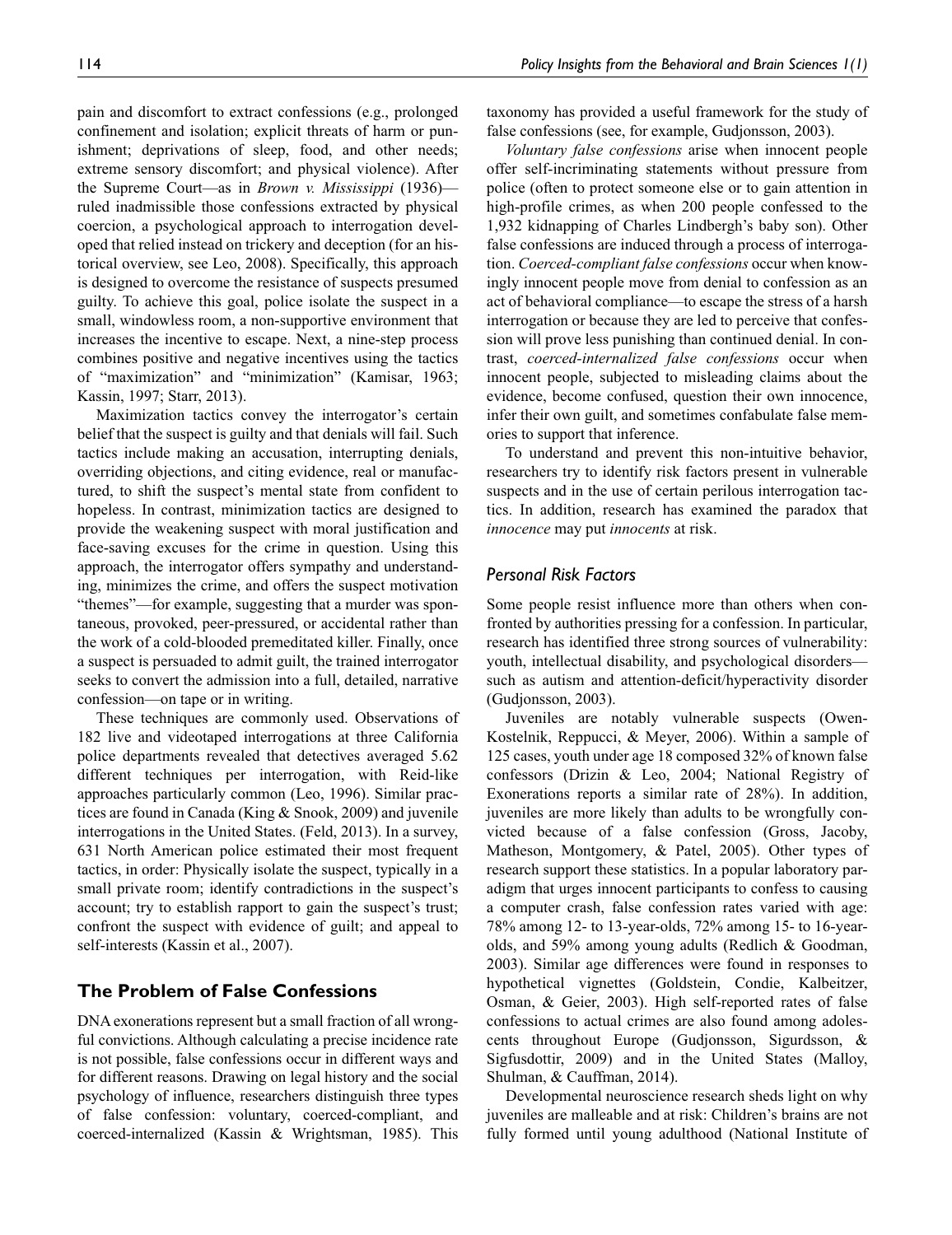pain and discomfort to extract confessions (e.g., prolonged confinement and isolation; explicit threats of harm or punishment; deprivations of sleep, food, and other needs; extreme sensory discomfort; and physical violence). After the Supreme Court—as in *Brown v. Mississippi* (1936)—ruled inadmissible those confessions extracted by physical coercion, a psychological approach to interrogation developed that relied instead on trickery and deception (for an historical overview, see Leo, 2008). Specifically, this approach is designed to overcome the resistance of suspects presumed guilty. To achieve this goal, police isolate the suspect in a small, windowless room, a non-supportive environment that increases the incentive to escape. Next, a nine-step process combines positive and negative incentives using the tactics of "maximization" and "minimization" (Kamisar, 1963; Kassin, 1997; Starr, 2013).

Maximization tactics convey the interrogator's certain belief that the suspect is guilty and that denials will fail. Such tactics include making an accusation, interrupting denials, overriding objections, and citing evidence, real or manufactured, to shift the suspect's mental state from confident to hopeless. In contrast, minimization tactics are designed to provide the weakening suspect with moral justification and face-saving excuses for the crime in question. Using this approach, the interrogator offers sympathy and understanding, minimizes the crime, and offers the suspect motivation "themes"—for example, suggesting that a murder was spontaneous, provoked, peer-pressured, or accidental rather than the work of a cold-blooded premeditated killer. Finally, once a suspect is persuaded to admit guilt, the trained interrogator seeks to convert the admission into a full, detailed, narrative confession—on tape or in writing.

These techniques are commonly used. Observations of 182 live and videotaped interrogations at three California police departments revealed that detectives averaged 5.62 different techniques per interrogation, with Reid-like approaches particularly common (Leo, 1996). Similar practices are found in Canada (King & Snook, 2009) and juvenile interrogations in the United States. (Feld, 2013). In a survey, 631 North American police estimated their most frequent tactics, in order: Physically isolate the suspect, typically in a small private room; identify contradictions in the suspect's account; try to establish rapport to gain the suspect's trust; confront the suspect with evidence of guilt; and appeal to self-interests (Kassin et al., 2007).

## The Problem of False Confessions

DNA exonerations represent but a small fraction of all wrongful convictions. Although calculating a precise incidence rate is not possible, false confessions occur in different ways and for different reasons. Drawing on legal history and the social psychology of influence, researchers distinguish three types of false confession: voluntary, coerced-compliant, and coerced-internalized (Kassin & Wrightsman, 1985). This taxonomy has provided a useful framework for the study of false confessions (see, for example, Gudjonsson, 2003).

*Voluntary false confessions* arise when innocent people offer self-incriminating statements without pressure from police (often to protect someone else or to gain attention in high-profile crimes, as when 200 people confessed to the 1,932 kidnapping of Charles Lindbergh's baby son). Other false confessions are induced through a process of interrogation. *Coerced-compliant false confessions* occur when knowingly innocent people move from denial to confession as an act of behavioral compliance—to escape the stress of a harsh interrogation or because they are led to perceive that confession will prove less punishing than continued denial. In contrast, *coerced-internalized false confessions* occur when innocent people, subjected to misleading claims about the evidence, become confused, question their own innocence, infer their own guilt, and sometimes confabulate false memories to support that inference.

To understand and prevent this non-intuitive behavior, researchers try to identify risk factors present in vulnerable suspects and in the use of certain perilous interrogation tactics. In addition, research has examined the paradox that *innocence* may put *innocents* at risk.

### Personal Risk Factors

Some people resist influence more than others when confronted by authorities pressing for a confession. In particular, research has identified three strong sources of vulnerability: youth, intellectual disability, and psychological disorders—such as autism and attention-deficit/hyperactivity disorder (Gudjonsson, 2003).

Juveniles are notably vulnerable suspects (Owen-Kostelnik, Reppucci, & Meyer, 2006). Within a sample of 125 cases, youth under age 18 composed 32% of known false confessors (Drizin & Leo, 2004; National Registry of Exonerations reports a similar rate of 28%). In addition, juveniles are more likely than adults to be wrongfully convicted because of a false confession (Gross, Jacoby, Matheson, Montgomery, & Patel, 2005). Other types of research support these statistics. In a popular laboratory paradigm that urges innocent participants to confess to causing a computer crash, false confession rates varied with age: 78% among 12- to 13-year-olds, 72% among 15- to 16-year-olds, and 59% among young adults (Redlich & Goodman, 2003). Similar age differences were found in responses to hypothetical vignettes (Goldstein, Condie, Kalbeitzer, Osman, & Geier, 2003). High self-reported rates of false confessions to actual crimes are also found among adolescents throughout Europe (Gudjonsson, Sigurdsson, & Sigfusdottir, 2009) and in the United States (Malloy, Shulman, & Cauffman, 2014).

Developmental neuroscience research sheds light on why juveniles are malleable and at risk: Children's brains are not fully formed until young adulthood (National Institute of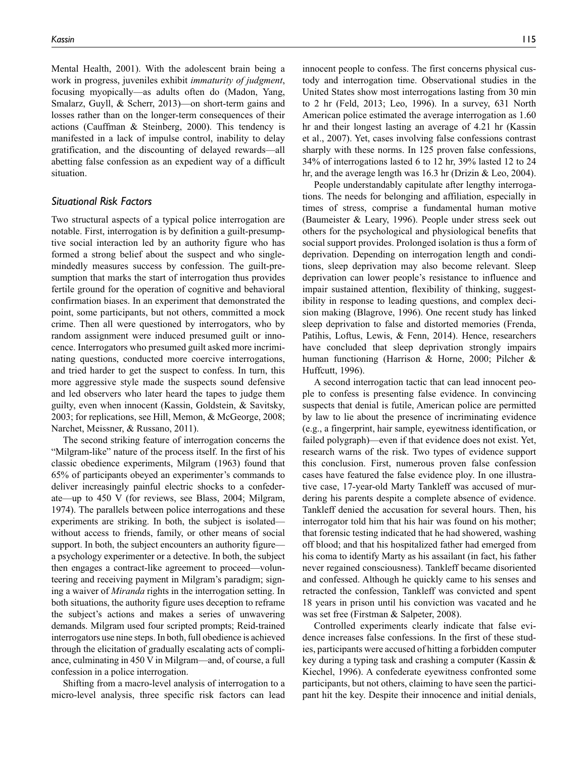Mental Health, 2001). With the adolescent brain being a work in progress, juveniles exhibit *immaturity of judgment*, focusing myopically—as adults often do (Madon, Yang, Smalarz, Guyll, & Scherr, 2013)—on short-term gains and losses rather than on the longer-term consequences of their actions (Cauffman & Steinberg, 2000). This tendency is manifested in a lack of impulse control, inability to delay gratification, and the discounting of delayed rewards—all abetting false confession as an expedient way of a difficult situation.

### Situational Risk Factors

Two structural aspects of a typical police interrogation are notable. First, interrogation is by definition a guilt-presumptive social interaction led by an authority figure who has formed a strong belief about the suspect and who single-mindedly measures success by confession. The guilt-presumption that marks the start of interrogation thus provides fertile ground for the operation of cognitive and behavioral confirmation biases. In an experiment that demonstrated the point, some participants, but not others, committed a mock crime. Then all were questioned by interrogators, who by random assignment were induced presumed guilt or innocence. Interrogators who presumed guilt asked more incriminating questions, conducted more coercive interrogations, and tried harder to get the suspect to confess. In turn, this more aggressive style made the suspects sound defensive and led observers who later heard the tapes to judge them guilty, even when innocent (Kassin, Goldstein, & Savitsky, 2003; for replications, see Hill, Memon, & McGeorge, 2008; Narchet, Meissner, & Russano, 2011).

The second striking feature of interrogation concerns the "Milgram-like" nature of the process itself. In the first of his classic obedience experiments, Milgram (1963) found that 65% of participants obeyed an experimenter's commands to deliver increasingly painful electric shocks to a confederate—up to 450 V (for reviews, see Blass, 2004; Milgram, 1974). The parallels between police interrogations and these experiments are striking. In both, the subject is isolated—without access to friends, family, or other means of social support. In both, the subject encounters an authority figure—a psychology experimenter or a detective. In both, the subject then engages a contract-like agreement to proceed—volunteering and receiving payment in Milgram's paradigm; signing a waiver of *Miranda* rights in the interrogation setting. In both situations, the authority figure uses deception to reframe the subject's actions and makes a series of unwavering demands. Milgram used four scripted prompts; Reid-trained interrogators use nine steps. In both, full obedience is achieved through the elicitation of gradually escalating acts of compliance, culminating in 450 V in Milgram—and, of course, a full confession in a police interrogation.

Shifting from a macro-level analysis of interrogation to a micro-level analysis, three specific risk factors can lead innocent people to confess. The first concerns physical custody and interrogation time. Observational studies in the United States show most interrogations lasting from 30 min to 2 hr (Feld, 2013; Leo, 1996). In a survey, 631 North American police estimated the average interrogation as 1.60 hr and their longest lasting an average of 4.21 hr (Kassin et al., 2007). Yet, cases involving false confessions contrast sharply with these norms. In 125 proven false confessions, 34% of interrogations lasted 6 to 12 hr, 39% lasted 12 to 24 hr, and the average length was 16.3 hr (Drizin & Leo, 2004).

People understandably capitulate after lengthy interrogations. The needs for belonging and affiliation, especially in times of stress, comprise a fundamental human motive (Baumeister & Leary, 1996). People under stress seek out others for the psychological and physiological benefits that social support provides. Prolonged isolation is thus a form of deprivation. Depending on interrogation length and conditions, sleep deprivation may also become relevant. Sleep deprivation can lower people's resistance to influence and impair sustained attention, flexibility of thinking, suggestibility in response to leading questions, and complex decision making (Blagrove, 1996). One recent study has linked sleep deprivation to false and distorted memories (Frenda, Patihis, Loftus, Lewis, & Fenn, 2014). Hence, researchers have concluded that sleep deprivation strongly impairs human functioning (Harrison & Horne, 2000; Pilcher & Huffcutt, 1996).

A second interrogation tactic that can lead innocent people to confess is presenting false evidence. In convincing suspects that denial is futile, American police are permitted by law to lie about the presence of incriminating evidence (e.g., a fingerprint, hair sample, eyewitness identification, or failed polygraph)—even if that evidence does not exist. Yet, research warns of the risk. Two types of evidence support this conclusion. First, numerous proven false confession cases have featured the false evidence ploy. In one illustrative case, 17-year-old Marty Tankleff was accused of murdering his parents despite a complete absence of evidence. Tankleff denied the accusation for several hours. Then, his interrogator told him that his hair was found on his mother; that forensic testing indicated that he had showered, washing off blood; and that his hospitalized father had emerged from his coma to identify Marty as his assailant (in fact, his father never regained consciousness). Tankleff became disoriented and confessed. Although he quickly came to his senses and retracted the confession, Tankleff was convicted and spent 18 years in prison until his conviction was vacated and he was set free (Firstman & Salpeter, 2008).

Controlled experiments clearly indicate that false evidence increases false confessions. In the first of these studies, participants were accused of hitting a forbidden computer key during a typing task and crashing a computer (Kassin & Kiechel, 1996). A confederate eyewitness confronted some participants, but not others, claiming to have seen the participant hit the key. Despite their innocence and initial denials,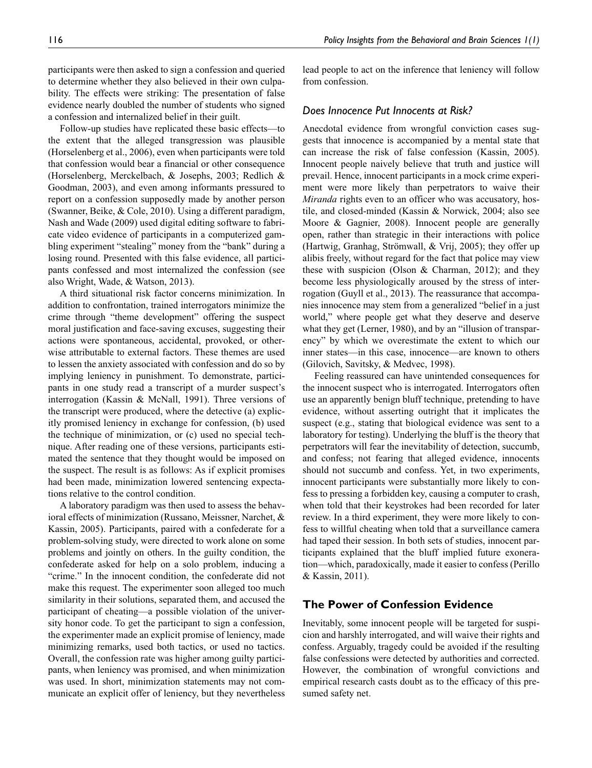participants were then asked to sign a confession and queried to determine whether they also believed in their own culpability. The effects were striking: The presentation of false evidence nearly doubled the number of students who signed a confession and internalized belief in their guilt.

Follow-up studies have replicated these basic effects—to the extent that the alleged transgression was plausible (Horselenberg et al., 2006), even when participants were told that confession would bear a financial or other consequence (Horselenberg, Merckelbach, & Josephs, 2003; Redlich & Goodman, 2003), and even among informants pressured to report on a confession supposedly made by another person (Swanner, Beike, & Cole, 2010). Using a different paradigm, Nash and Wade (2009) used digital editing software to fabricate video evidence of participants in a computerized gambling experiment "stealing" money from the "bank" during a losing round. Presented with this false evidence, all participants confessed and most internalized the confession (see also Wright, Wade, & Watson, 2013).

A third situational risk factor concerns minimization. In addition to confrontation, trained interrogators minimize the crime through "theme development" offering the suspect moral justification and face-saving excuses, suggesting their actions were spontaneous, accidental, provoked, or otherwise attributable to external factors. These themes are used to lessen the anxiety associated with confession and do so by implying leniency in punishment. To demonstrate, participants in one study read a transcript of a murder suspect's interrogation (Kassin & McNall, 1991). Three versions of the transcript were produced, where the detective (a) explicitly promised leniency in exchange for confession, (b) used the technique of minimization, or (c) used no special technique. After reading one of these versions, participants estimated the sentence that they thought would be imposed on the suspect. The result is as follows: As if explicit promises had been made, minimization lowered sentencing expectations relative to the control condition.

A laboratory paradigm was then used to assess the behavioral effects of minimization (Russano, Meissner, Narchet, & Kassin, 2005). Participants, paired with a confederate for a problem-solving study, were directed to work alone on some problems and jointly on others. In the guilty condition, the confederate asked for help on a solo problem, inducing a "crime." In the innocent condition, the confederate did not make this request. The experimenter soon alleged too much similarity in their solutions, separated them, and accused the participant of cheating—a possible violation of the university honor code. To get the participant to sign a confession, the experimenter made an explicit promise of leniency, made minimizing remarks, used both tactics, or used no tactics. Overall, the confession rate was higher among guilty participants, when leniency was promised, and when minimization was used. In short, minimization statements may not communicate an explicit offer of leniency, but they nevertheless lead people to act on the inference that leniency will follow from confession.

### *Does Innocence Put Innocents at Risk?*

Anecdotal evidence from wrongful conviction cases suggests that innocence is accompanied by a mental state that can increase the risk of false confession (Kassin, 2005). Innocent people naively believe that truth and justice will prevail. Hence, innocent participants in a mock crime experiment were more likely than perpetrators to waive their *Miranda* rights even to an officer who was accusatory, hostile, and closed-minded (Kassin & Norwick, 2004; also see Moore & Gagnier, 2008). Innocent people are generally open, rather than strategic in their interactions with police (Hartwig, Granhag, Strömwall, & Vrij, 2005); they offer up alibis freely, without regard for the fact that police may view these with suspicion (Olson & Charman, 2012); and they become less physiologically aroused by the stress of interrogation (Guyll et al., 2013). The reassurance that accompanies innocence may stem from a generalized "belief in a just world," where people get what they deserve and deserve what they get (Lerner, 1980), and by an "illusion of transparency" by which we overestimate the extent to which our inner states—in this case, innocence—are known to others (Gilovich, Savitsky, & Medvec, 1998).

Feeling reassured can have unintended consequences for the innocent suspect who is interrogated. Interrogators often use an apparently benign bluff technique, pretending to have evidence, without asserting outright that it implicates the suspect (e.g., stating that biological evidence was sent to a laboratory for testing). Underlying the bluff is the theory that perpetrators will fear the inevitability of detection, succumb, and confess; not fearing that alleged evidence, innocents should not succumb and confess. Yet, in two experiments, innocent participants were substantially more likely to confess to pressing a forbidden key, causing a computer to crash, when told that their keystrokes had been recorded for later review. In a third experiment, they were more likely to confess to willful cheating when told that a surveillance camera had taped their session. In both sets of studies, innocent participants explained that the bluff implied future exoneration—which, paradoxically, made it easier to confess (Perillo & Kassin, 2011).

## The Power of Confession Evidence

Inevitably, some innocent people will be targeted for suspicion and harshly interrogated, and will waive their rights and confess. Arguably, tragedy could be avoided if the resulting false confessions were detected by authorities and corrected. However, the combination of wrongful convictions and empirical research casts doubt as to the efficacy of this presumed safety net.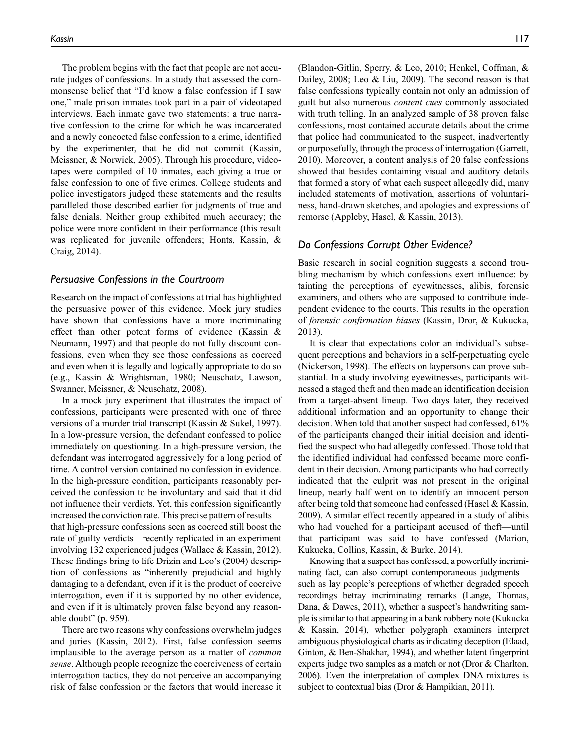The problem begins with the fact that people are not accurate judges of confessions. In a study that assessed the commonsense belief that "I'd know a false confession if I saw one," male prison inmates took part in a pair of videotaped interviews. Each inmate gave two statements: a true narrative confession to the crime for which he was incarcerated and a newly concocted false confession to a crime, identified by the experimenter, that he did not commit (Kassin, Meissner, & Norwick, 2005). Through his procedure, videotapes were compiled of 10 inmates, each giving a true or false confession to one of five crimes. College students and police investigators judged these statements and the results paralleled those described earlier for judgments of true and false denials. Neither group exhibited much accuracy; the police were more confident in their performance (this result was replicated for juvenile offenders; Honts, Kassin, & Craig, 2014).

### *Persuasive Confessions in the Courtroom*

Research on the impact of confessions at trial has highlighted the persuasive power of this evidence. Mock jury studies have shown that confessions have a more incriminating effect than other potent forms of evidence (Kassin & Neumann, 1997) and that people do not fully discount confessions, even when they see those confessions as coerced and even when it is legally and logically appropriate to do so (e.g., Kassin & Wrightsman, 1980; Neuschatz, Lawson, Swanner, Meissner, & Neuschatz, 2008).

In a mock jury experiment that illustrates the impact of confessions, participants were presented with one of three versions of a murder trial transcript (Kassin & Sukel, 1997). In a low-pressure version, the defendant confessed to police immediately on questioning. In a high-pressure version, the defendant was interrogated aggressively for a long period of time. A control version contained no confession in evidence. In the high-pressure condition, participants reasonably perceived the confession to be involuntary and said that it did not influence their verdicts. Yet, this confession significantly increased the conviction rate. This precise pattern of results—that high-pressure confessions seen as coerced still boost the rate of guilty verdicts—recently replicated in an experiment involving 132 experienced judges (Wallace & Kassin, 2012). These findings bring to life Drizin and Leo's (2004) description of confessions as "inherently prejudicial and highly damaging to a defendant, even if it is the product of coercive interrogation, even if it is supported by no other evidence, and even if it is ultimately proven false beyond any reasonable doubt" (p. 959).

There are two reasons why confessions overwhelm judges and juries (Kassin, 2012). First, false confession seems implausible to the average person as a matter of *common sense*. Although people recognize the coerciveness of certain interrogation tactics, they do not perceive an accompanying risk of false confession or the factors that would increase it (Blandon-Gitlin, Sperry, & Leo, 2010; Henkel, Coffman, & Dailey, 2008; Leo & Liu, 2009). The second reason is that false confessions typically contain not only an admission of guilt but also numerous *content cues* commonly associated with truth telling. In an analyzed sample of 38 proven false confessions, most contained accurate details about the crime that police had communicated to the suspect, inadvertently or purposefully, through the process of interrogation (Garrett, 2010). Moreover, a content analysis of 20 false confessions showed that besides containing visual and auditory details that formed a story of what each suspect allegedly did, many included statements of motivation, assertions of voluntariness, hand-drawn sketches, and apologies and expressions of remorse (Appleby, Hasel, & Kassin, 2013).

### *Do Confessions Corrupt Other Evidence?*

Basic research in social cognition suggests a second troubling mechanism by which confessions exert influence: by tainting the perceptions of eyewitnesses, alibis, forensic examiners, and others who are supposed to contribute independent evidence to the courts. This results in the operation of *forensic confirmation biases* (Kassin, Dror, & Kukucka, 2013).

It is clear that expectations color an individual's subsequent perceptions and behaviors in a self-perpetuating cycle (Nickerson, 1998). The effects on laypersons can prove substantial. In a study involving eyewitnesses, participants witnessed a staged theft and then made an identification decision from a target-absent lineup. Two days later, they received additional information and an opportunity to change their decision. When told that another suspect had confessed, 61% of the participants changed their initial decision and identified the suspect who had allegedly confessed. Those told that the identified individual had confessed became more confident in their decision. Among participants who had correctly indicated that the culprit was not present in the original lineup, nearly half went on to identify an innocent person after being told that someone had confessed (Hasel & Kassin, 2009). A similar effect recently appeared in a study of alibis who had vouched for a participant accused of theft—until that participant was said to have confessed (Marion, Kukucka, Collins, Kassin, & Burke, 2014).

Knowing that a suspect has confessed, a powerfully incriminating fact, can also corrupt contemporaneous judgments—such as lay people's perceptions of whether degraded speech recordings betray incriminating remarks (Lange, Thomas, Dana, & Dawes, 2011), whether a suspect's handwriting sample is similar to that appearing in a bank robbery note (Kukucka & Kassin, 2014), whether polygraph examiners interpret ambiguous physiological charts as indicating deception (Elaad, Ginton, & Ben-Shakhar, 1994), and whether latent fingerprint experts judge two samples as a match or not (Dror & Charlton, 2006). Even the interpretation of complex DNA mixtures is subject to contextual bias (Dror & Hampikian, 2011).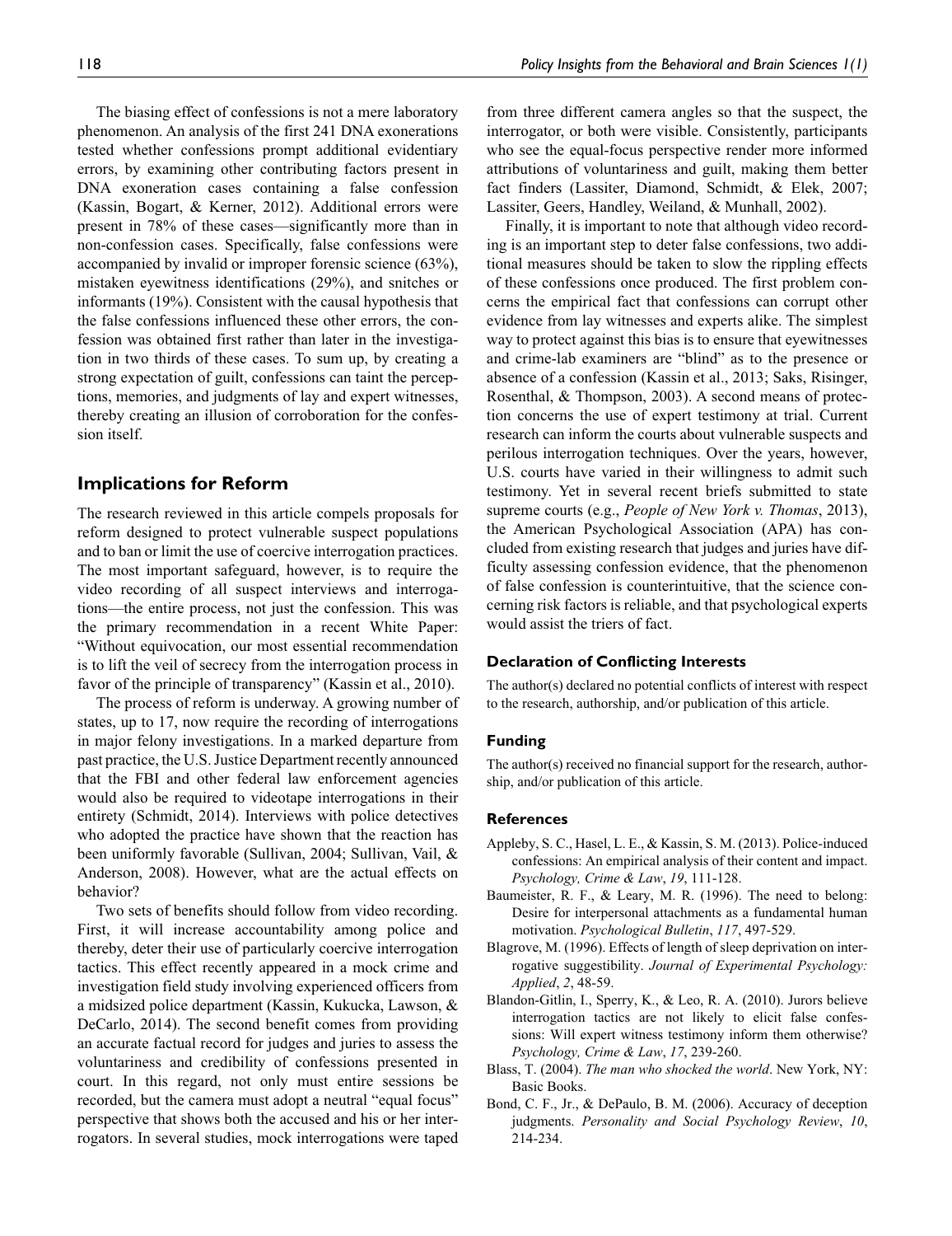The biasing effect of confessions is not a mere laboratory phenomenon. An analysis of the first 241 DNA exonerations tested whether confessions prompt additional evidentiary errors, by examining other contributing factors present in DNA exoneration cases containing a false confession (Kassin, Bogart, & Kerner, 2012). Additional errors were present in 78% of these cases—significantly more than in non-confession cases. Specifically, false confessions were accompanied by invalid or improper forensic science (63%), mistaken eyewitness identifications (29%), and snitches or informants (19%). Consistent with the causal hypothesis that the false confessions influenced these other errors, the confession was obtained first rather than later in the investigation in two thirds of these cases. To sum up, by creating a strong expectation of guilt, confessions can taint the perceptions, memories, and judgments of lay and expert witnesses, thereby creating an illusion of corroboration for the confession itself.

## Implications for Reform

The research reviewed in this article compels proposals for reform designed to protect vulnerable suspect populations and to ban or limit the use of coercive interrogation practices. The most important safeguard, however, is to require the video recording of all suspect interviews and interrogations—the entire process, not just the confession. This was the primary recommendation in a recent White Paper: "Without equivocation, our most essential recommendation is to lift the veil of secrecy from the interrogation process in favor of the principle of transparency" (Kassin et al., 2010).

The process of reform is underway. A growing number of states, up to 17, now require the recording of interrogations in major felony investigations. In a marked departure from past practice, the U.S. Justice Department recently announced that the FBI and other federal law enforcement agencies would also be required to videotape interrogations in their entirety (Schmidt, 2014). Interviews with police detectives who adopted the practice have shown that the reaction has been uniformly favorable (Sullivan, 2004; Sullivan, Vail, & Anderson, 2008). However, what are the actual effects on behavior?

Two sets of benefits should follow from video recording. First, it will increase accountability among police and thereby, deter their use of particularly coercive interrogation tactics. This effect recently appeared in a mock crime and investigation field study involving experienced officers from a midsized police department (Kassin, Kukucka, Lawson, & DeCarlo, 2014). The second benefit comes from providing an accurate factual record for judges and juries to assess the voluntariness and credibility of confessions presented in court. In this regard, not only must entire sessions be recorded, but the camera must adopt a neutral "equal focus" perspective that shows both the accused and his or her interrogators. In several studies, mock interrogations were taped from three different camera angles so that the suspect, the interrogator, or both were visible. Consistently, participants who see the equal-focus perspective render more informed attributions of voluntariness and guilt, making them better fact finders (Lassiter, Diamond, Schmidt, & Elek, 2007; Lassiter, Geers, Handley, Weiland, & Munhall, 2002).

Finally, it is important to note that although video recording is an important step to deter false confessions, two additional measures should be taken to slow the rippling effects of these confessions once produced. The first problem concerns the empirical fact that confessions can corrupt other evidence from lay witnesses and experts alike. The simplest way to protect against this bias is to ensure that eyewitnesses and crime-lab examiners are "blind" as to the presence or absence of a confession (Kassin et al., 2013; Saks, Risinger, Rosenthal, & Thompson, 2003). A second means of protection concerns the use of expert testimony at trial. Current research can inform the courts about vulnerable suspects and perilous interrogation techniques. Over the years, however, U.S. courts have varied in their willingness to admit such testimony. Yet in several recent briefs submitted to state supreme courts (e.g., *People of New York v. Thomas*, 2013), the American Psychological Association (APA) has concluded from existing research that judges and juries have difficulty assessing confession evidence, that the phenomenon of false confession is counterintuitive, that the science concerning risk factors is reliable, and that psychological experts would assist the triers of fact.

### Declaration of Conflicting Interests

The author(s) declared no potential conflicts of interest with respect to the research, authorship, and/or publication of this article.

### Funding

The author(s) received no financial support for the research, authorship, and/or publication of this article.

### References

Appleby, S. C., Hasel, L. E., & Kassin, S. M. (2013). Police-induced confessions: An empirical analysis of their content and impact. *Psychology, Crime & Law*, *19*, 111-128.

Baumeister, R. F., & Leary, M. R. (1996). The need to belong: Desire for interpersonal attachments as a fundamental human motivation. *Psychological Bulletin*, *117*, 497-529.

Blagrove, M. (1996). Effects of length of sleep deprivation on interrogative suggestibility. *Journal of Experimental Psychology: Applied*, *2*, 48-59.

Blandon-Gitlin, I., Sperry, K., & Leo, R. A. (2010). Jurors believe interrogation tactics are not likely to elicit false confessions: Will expert witness testimony inform them otherwise? *Psychology, Crime & Law*, *17*, 239-260.

Blass, T. (2004). *The man who shocked the world*. New York, NY: Basic Books.

Bond, C. F., Jr., & DePaulo, B. M. (2006). Accuracy of deception judgments. *Personality and Social Psychology Review*, *10*, 214-234.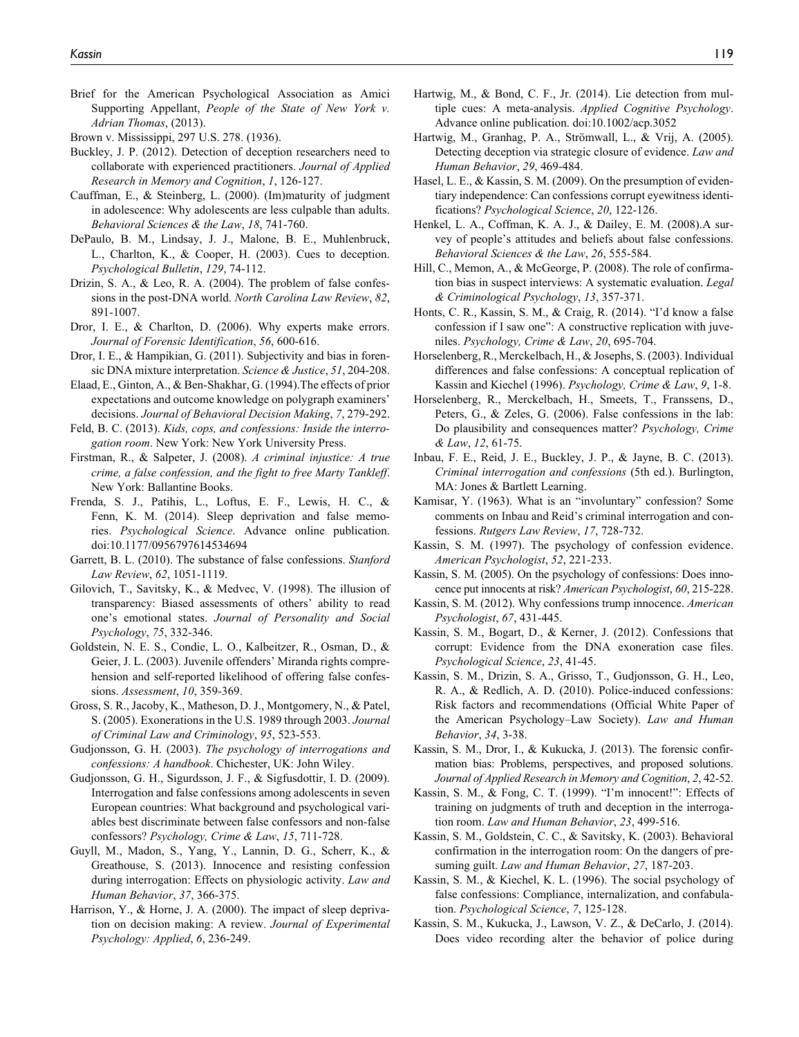Brief for the American Psychological Association as Amici Supporting Appellant, *People of the State of New York v. Adrian Thomas*, (2013).

Brown v. Mississippi, 297 U.S. 278. (1936).

Buckley, J. P. (2012). Detection of deception researchers need to collaborate with experienced practitioners. *Journal of Applied Research in Memory and Cognition*, *1*, 126-127.

Cauffman, E., & Steinberg, L. (2000). (Im)maturity of judgment in adolescence: Why adolescents are less culpable than adults. *Behavioral Sciences & the Law*, *18*, 741-760.

DePaulo, B. M., Lindsay, J. J., Malone, B. E., Muhlenbruck, L., Charlton, K., & Cooper, H. (2003). Cues to deception. *Psychological Bulletin*, *129*, 74-112.

Drizin, S. A., & Leo, R. A. (2004). The problem of false confessions in the post-DNA world. *North Carolina Law Review*, *82*, 891-1007.

Dror, I. E., & Charlton, D. (2006). Why experts make errors. *Journal of Forensic Identification*, *56*, 600-616.

Dror, I. E., & Hampikian, G. (2011). Subjectivity and bias in forensic DNA mixture interpretation. *Science & Justice*, *51*, 204-208.

Elaad, E., Ginton, A., & Ben-Shakhar, G. (1994).The effects of prior expectations and outcome knowledge on polygraph examiners' decisions. *Journal of Behavioral Decision Making*, *7*, 279-292.

Feld, B. C. (2013). *Kids, cops, and confessions: Inside the interrogation room*. New York: New York University Press.

Firstman, R., & Salpeter, J. (2008). *A criminal injustice: A true crime, a false confession, and the fight to free Marty Tankleff*. New York: Ballantine Books.

Frenda, S. J., Patihis, L., Loftus, E. F., Lewis, H. C., & Fenn, K. M. (2014). Sleep deprivation and false memories. *Psychological Science*. Advance online publication. doi:10.1177/0956797614534694

Garrett, B. L. (2010). The substance of false confessions. *Stanford Law Review*, *62*, 1051-1119.

Gilovich, T., Savitsky, K., & Medvec, V. (1998). The illusion of transparency: Biased assessments of others' ability to read one's emotional states. *Journal of Personality and Social Psychology*, *75*, 332-346.

Goldstein, N. E. S., Condie, L. O., Kalbeitzer, R., Osman, D., & Geier, J. L. (2003). Juvenile offenders' Miranda rights comprehension and self-reported likelihood of offering false confessions. *Assessment*, *10*, 359-369.

Gross, S. R., Jacoby, K., Matheson, D. J., Montgomery, N., & Patel, S. (2005). Exonerations in the U.S. 1989 through 2003. *Journal of Criminal Law and Criminology*, *95*, 523-553.

Gudjonsson, G. H. (2003). *The psychology of interrogations and confessions: A handbook*. Chichester, UK: John Wiley.

Gudjonsson, G. H., Sigurdsson, J. F., & Sigfusdottir, I. D. (2009). Interrogation and false confessions among adolescents in seven European countries: What background and psychological variables best discriminate between false confessors and non-false confessors? *Psychology, Crime & Law*, *15*, 711-728.

Guyll, M., Madon, S., Yang, Y., Lannin, D. G., Scherr, K., & Greathouse, S. (2013). Innocence and resisting confession during interrogation: Effects on physiologic activity. *Law and Human Behavior*, *37*, 366-375.

Harrison, Y., & Horne, J. A. (2000). The impact of sleep deprivation on decision making: A review. *Journal of Experimental Psychology: Applied*, *6*, 236-249.

Hartwig, M., & Bond, C. F., Jr. (2014). Lie detection from multiple cues: A meta-analysis. *Applied Cognitive Psychology*. Advance online publication. doi:10.1002/acp.3052

Hartwig, M., Granhag, P. A., Strömwall, L., & Vrij, A. (2005). Detecting deception via strategic closure of evidence. *Law and Human Behavior*, *29*, 469-484.

Hasel, L. E., & Kassin, S. M. (2009). On the presumption of evidentiary independence: Can confessions corrupt eyewitness identifications? *Psychological Science*, *20*, 122-126.

Henkel, L. A., Coffman, K. A. J., & Dailey, E. M. (2008).A survey of people's attitudes and beliefs about false confessions. *Behavioral Sciences & the Law*, *26*, 555-584.

Hill, C., Memon, A., & McGeorge, P. (2008). The role of confirmation bias in suspect interviews: A systematic evaluation. *Legal & Criminological Psychology*, *13*, 357-371.

Honts, C. R., Kassin, S. M., & Craig, R. (2014). "I'd know a false confession if I saw one": A constructive replication with juveniles. *Psychology, Crime & Law*, *20*, 695-704.

Horselenberg, R., Merckelbach, H., & Josephs, S. (2003). Individual differences and false confessions: A conceptual replication of Kassin and Kiechel (1996). *Psychology, Crime & Law*, *9*, 1-8.

Horselenberg, R., Merckelbach, H., Smeets, T., Franssens, D., Peters, G., & Zeles, G. (2006). False confessions in the lab: Do plausibility and consequences matter? *Psychology, Crime & Law*, *12*, 61-75.

Inbau, F. E., Reid, J. E., Buckley, J. P., & Jayne, B. C. (2013). *Criminal interrogation and confessions* (5th ed.). Burlington, MA: Jones & Bartlett Learning.

Kamisar, Y. (1963). What is an "involuntary" confession? Some comments on Inbau and Reid's criminal interrogation and confessions. *Rutgers Law Review*, *17*, 728-732.

Kassin, S. M. (1997). The psychology of confession evidence. *American Psychologist*, *52*, 221-233.

Kassin, S. M. (2005). On the psychology of confessions: Does innocence put innocents at risk? *American Psychologist*, *60*, 215-228.

Kassin, S. M. (2012). Why confessions trump innocence. *American Psychologist*, *67*, 431-445.

Kassin, S. M., Bogart, D., & Kerner, J. (2012). Confessions that corrupt: Evidence from the DNA exoneration case files. *Psychological Science*, *23*, 41-45.

Kassin, S. M., Drizin, S. A., Grisso, T., Gudjonsson, G. H., Leo, R. A., & Redlich, A. D. (2010). Police-induced confessions: Risk factors and recommendations (Official White Paper of the American Psychology–Law Society). *Law and Human Behavior*, *34*, 3-38.

Kassin, S. M., Dror, I., & Kukucka, J. (2013). The forensic confirmation bias: Problems, perspectives, and proposed solutions. *Journal of Applied Research in Memory and Cognition*, *2*, 42-52.

Kassin, S. M., & Fong, C. T. (1999). "I'm innocent!": Effects of training on judgments of truth and deception in the interrogation room. *Law and Human Behavior*, *23*, 499-516.

Kassin, S. M., Goldstein, C. C., & Savitsky, K. (2003). Behavioral confirmation in the interrogation room: On the dangers of presuming guilt. *Law and Human Behavior*, *27*, 187-203.

Kassin, S. M., & Kiechel, K. L. (1996). The social psychology of false confessions: Compliance, internalization, and confabulation. *Psychological Science*, *7*, 125-128.

Kassin, S. M., Kukucka, J., Lawson, V. Z., & DeCarlo, J. (2014). Does video recording alter the behavior of police during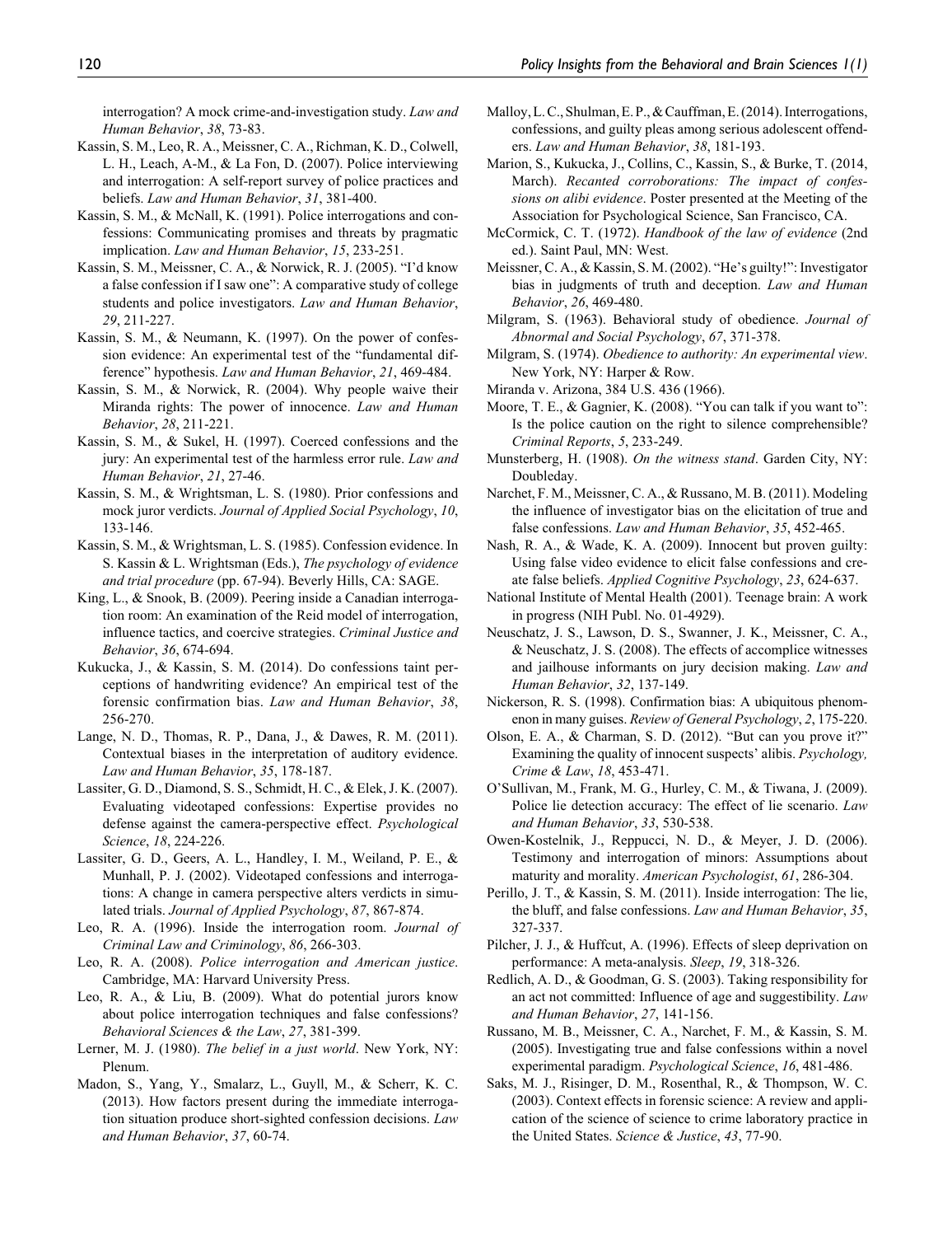interrogation? A mock crime-and-investigation study. *Law and Human Behavior*, *38*, 73-83.

Kassin, S. M., Leo, R. A., Meissner, C. A., Richman, K. D., Colwell, L. H., Leach, A.-M., & La Fon, D. (2007). Police interviewing and interrogation: A self-report survey of police practices and beliefs. *Law and Human Behavior*, *31*, 381-400.

Kassin, S. M., & McNall, K. (1991). Police interrogations and confessions: Communicating promises and threats by pragmatic implication. *Law and Human Behavior*, *15*, 233-251.

Kassin, S. M., Meissner, C. A., & Norwick, R. J. (2005). "I'd know a false confession if I saw one": A comparative study of college students and police investigators. *Law and Human Behavior*, *29*, 211-227.

Kassin, S. M., & Neumann, K. (1997). On the power of confession evidence: An experimental test of the "fundamental difference" hypothesis. *Law and Human Behavior*, *21*, 469-484.

Kassin, S. M., & Norwick, R. (2004). Why people waive their Miranda rights: The power of innocence. *Law and Human Behavior*, *28*, 211-221.

Kassin, S. M., & Sukel, H. (1997). Coerced confessions and the jury: An experimental test of the harmless error rule. *Law and Human Behavior*, *21*, 27-46.

Kassin, S. M., & Wrightsman, L. S. (1980). Prior confessions and mock juror verdicts. *Journal of Applied Social Psychology*, *10*, 133-146.

Kassin, S. M., & Wrightsman, L. S. (1985). Confession evidence. In S. Kassin & L. Wrightsman (Eds.), *The psychology of evidence and trial procedure* (pp. 67-94). Beverly Hills, CA: SAGE.

King, L., & Snook, B. (2009). Peering inside a Canadian interrogation room: An examination of the Reid model of interrogation, influence tactics, and coercive strategies. *Criminal Justice and Behavior*, *36*, 674-694.

Kukucka, J., & Kassin, S. M. (2014). Do confessions taint perceptions of handwriting evidence? An empirical test of the forensic confirmation bias. *Law and Human Behavior*, *38*, 256-270.

Lange, N. D., Thomas, R. P., Dana, J., & Dawes, R. M. (2011). Contextual biases in the interpretation of auditory evidence. *Law and Human Behavior*, *35*, 178-187.

Lassiter, G. D., Diamond, S. S., Schmidt, H. C., & Elek, J. K. (2007). Evaluating videotaped confessions: Expertise provides no defense against the camera-perspective effect. *Psychological Science*, *18*, 224-226.

Lassiter, G. D., Geers, A. L., Handley, I. M., Weiland, P. E., & Munhall, P. J. (2002). Videotaped confessions and interrogations: A change in camera perspective alters verdicts in simulated trials. *Journal of Applied Psychology*, *87*, 867-874.

Leo, R. A. (1996). Inside the interrogation room. *Journal of Criminal Law and Criminology*, *86*, 266-303.

Leo, R. A. (2008). *Police interrogation and American justice*. Cambridge, MA: Harvard University Press.

Leo, R. A., & Liu, B. (2009). What do potential jurors know about police interrogation techniques and false confessions? *Behavioral Sciences & the Law*, *27*, 381-399.

Lerner, M. J. (1980). *The belief in a just world*. New York, NY: Plenum.

Madon, S., Yang, Y., Smalarz, L., Guyll, M., & Scherr, K. C. (2013). How factors present during the immediate interrogation situation produce short-sighted confession decisions. *Law and Human Behavior*, *37*, 60-74.

Malloy, L. C., Shulman, E. P., & Cauffman, E. (2014). Interrogations, confessions, and guilty pleas among serious adolescent offenders. *Law and Human Behavior*, *38*, 181-193.

Marion, S., Kukucka, J., Collins, C., Kassin, S., & Burke, T. (2014, March). *Recanted corroborations: The impact of confessions on alibi evidence*. Poster presented at the Meeting of the Association for Psychological Science, San Francisco, CA.

McCormick, C. T. (1972). *Handbook of the law of evidence* (2nd ed.). Saint Paul, MN: West.

Meissner, C. A., & Kassin, S. M. (2002). "He's guilty!": Investigator bias in judgments of truth and deception. *Law and Human Behavior*, *26*, 469-480.

Milgram, S. (1963). Behavioral study of obedience. *Journal of Abnormal and Social Psychology*, *67*, 371-378.

Milgram, S. (1974). *Obedience to authority: An experimental view*. New York, NY: Harper & Row.

Miranda v. Arizona, 384 U.S. 436 (1966).

Moore, T. E., & Gagnier, K. (2008). "You can talk if you want to": Is the police caution on the right to silence comprehensible? *Criminal Reports*, *5*, 233-249.

Munsterberg, H. (1908). *On the witness stand*. Garden City, NY: Doubleday.

Narchet, F. M., Meissner, C. A., & Russano, M. B. (2011). Modeling the influence of investigator bias on the elicitation of true and false confessions. *Law and Human Behavior*, *35*, 452-465.

Nash, R. A., & Wade, K. A. (2009). Innocent but proven guilty: Using false video evidence to elicit false confessions and create false beliefs. *Applied Cognitive Psychology*, *23*, 624-637.

National Institute of Mental Health (2001). Teenage brain: A work in progress (NIH Publ. No. 01-4929).

Neuschatz, J. S., Lawson, D. S., Swanner, J. K., Meissner, C. A., & Neuschatz, J. S. (2008). The effects of accomplice witnesses and jailhouse informants on jury decision making. *Law and Human Behavior*, *32*, 137-149.

Nickerson, R. S. (1998). Confirmation bias: A ubiquitous phenomenon in many guises. *Review of General Psychology*, *2*, 175-220.

Olson, E. A., & Charman, S. D. (2012). "But can you prove it?" Examining the quality of innocent suspects' alibis. *Psychology, Crime & Law*, *18*, 453-471.

O'Sullivan, M., Frank, M. G., Hurley, C. M., & Tiwana, J. (2009). Police lie detection accuracy: The effect of lie scenario. *Law and Human Behavior*, *33*, 530-538.

Owen-Kostelnik, J., Reppucci, N. D., & Meyer, J. D. (2006). Testimony and interrogation of minors: Assumptions about maturity and morality. *American Psychologist*, *61*, 286-304.

Perillo, J. T., & Kassin, S. M. (2011). Inside interrogation: The lie, the bluff, and false confessions. *Law and Human Behavior*, *35*, 327-337.

Pilcher, J. J., & Huffcut, A. (1996). Effects of sleep deprivation on performance: A meta-analysis. *Sleep*, *19*, 318-326.

Redlich, A. D., & Goodman, G. S. (2003). Taking responsibility for an act not committed: Influence of age and suggestibility. *Law and Human Behavior*, *27*, 141-156.

Russano, M. B., Meissner, C. A., Narchet, F. M., & Kassin, S. M. (2005). Investigating true and false confessions within a novel experimental paradigm. *Psychological Science*, *16*, 481-486.

Saks, M. J., Risinger, D. M., Rosenthal, R., & Thompson, W. C. (2003). Context effects in forensic science: A review and application of the science of science to crime laboratory practice in the United States. *Science & Justice*, *43*, 77-90.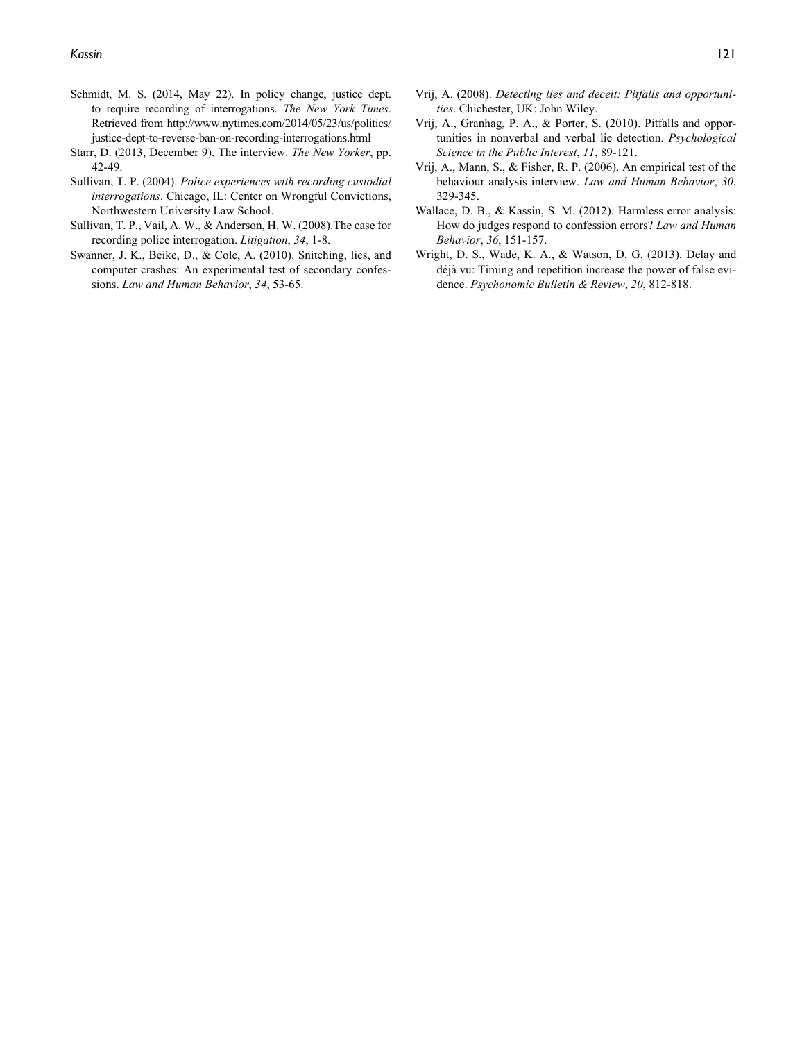Schmidt, M. S. (2014, May 22). In policy change, justice dept. to require recording of interrogations. *The New York Times*. Retrieved from http://www.nytimes.com/2014/05/23/us/politics/justice-dept-to-reverse-ban-on-recording-interrogations.html

Starr, D. (2013, December 9). The interview. *The New Yorker*, pp. 42-49.

Sullivan, T. P. (2004). *Police experiences with recording custodial interrogations*. Chicago, IL: Center on Wrongful Convictions, Northwestern University Law School.

Sullivan, T. P., Vail, A. W., & Anderson, H. W. (2008).The case for recording police interrogation. *Litigation*, *34*, 1-8.

Swanner, J. K., Beike, D., & Cole, A. (2010). Snitching, lies, and computer crashes: An experimental test of secondary confessions. *Law and Human Behavior*, *34*, 53-65.

Vrij, A. (2008). *Detecting lies and deceit: Pitfalls and opportunities*. Chichester, UK: John Wiley.

Vrij, A., Granhag, P. A., & Porter, S. (2010). Pitfalls and opportunities in nonverbal and verbal lie detection. *Psychological Science in the Public Interest*, *11*, 89-121.

Vrij, A., Mann, S., & Fisher, R. P. (2006). An empirical test of the behaviour analysis interview. *Law and Human Behavior*, *30*, 329-345.

Wallace, D. B., & Kassin, S. M. (2012). Harmless error analysis: How do judges respond to confession errors? *Law and Human Behavior*, *36*, 151-157.

Wright, D. S., Wade, K. A., & Watson, D. G. (2013). Delay and déjà vu: Timing and repetition increase the power of false evidence. *Psychonomic Bulletin & Review*, *20*, 812-818.